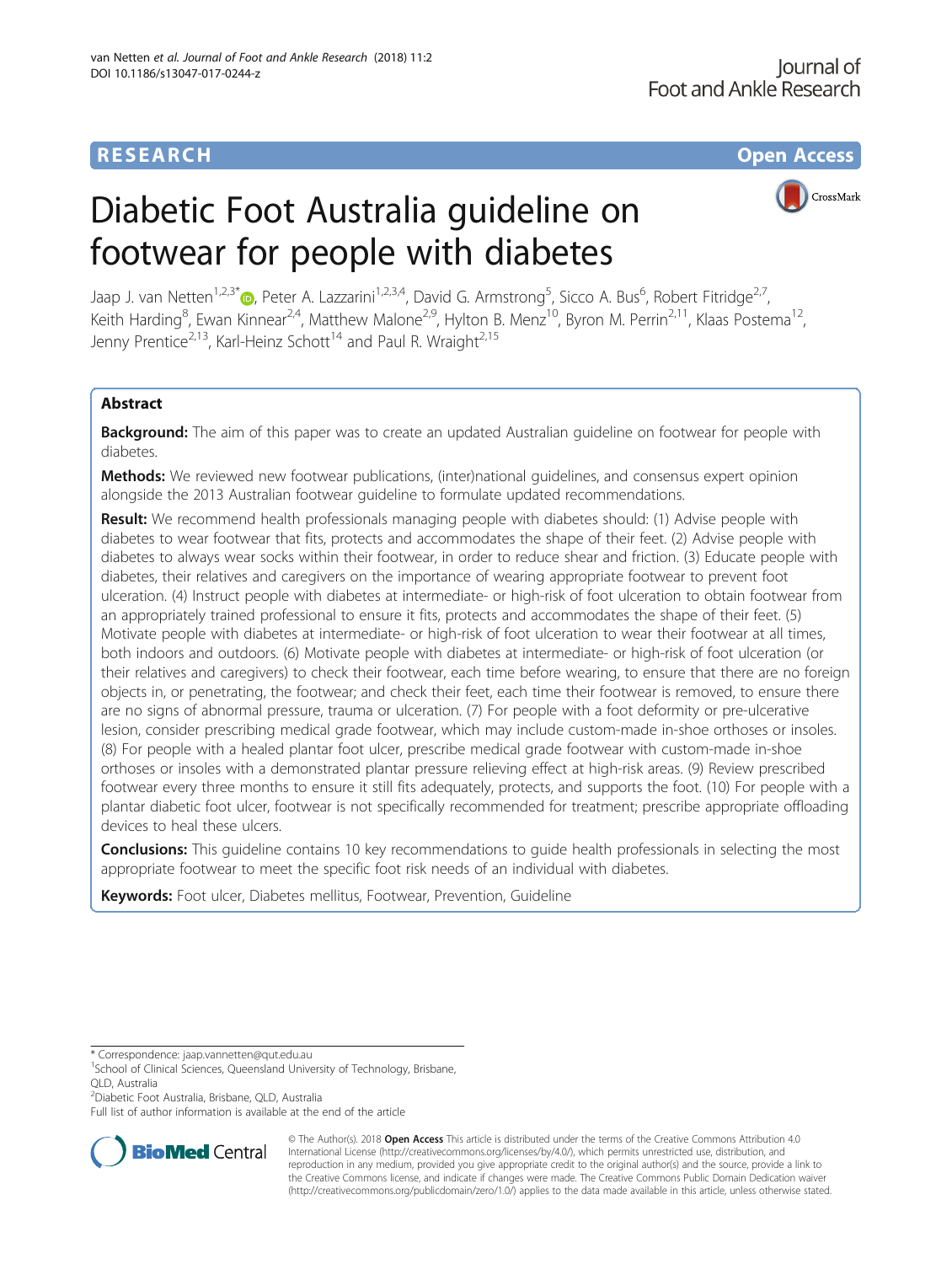**RESEARCH** **Open Access**

# Diabetic Foot Australia guideline on footwear for people with diabetes

Jaap J. van Netten[1,2,3*], Peter A. Lazzarini[1,2,3,4], David G. Armstrong[5], Sicco A. Bus[6], Robert Fitridge[2,7], Keith Harding[8], Ewan Kinnear[2,4], Matthew Malone[2,9], Hylton B. Menz[10], Byron M. Perrin[2,11], Klaas Postema[12], Jenny Prentice[2,13], Karl-Heinz Schott[14] and Paul R. Wraight[2,15]

## Abstract

**Background:** The aim of this paper was to create an updated Australian guideline on footwear for people with diabetes.

**Methods:** We reviewed new footwear publications, (inter)national guidelines, and consensus expert opinion alongside the 2013 Australian footwear guideline to formulate updated recommendations.

**Result:** We recommend health professionals managing people with diabetes should: (1) Advise people with diabetes to wear footwear that fits, protects and accommodates the shape of their feet. (2) Advise people with diabetes to always wear socks within their footwear, in order to reduce shear and friction. (3) Educate people with diabetes, their relatives and caregivers on the importance of wearing appropriate footwear to prevent foot ulceration. (4) Instruct people with diabetes at intermediate- or high-risk of foot ulceration to obtain footwear from an appropriately trained professional to ensure it fits, protects and accommodates the shape of their feet. (5) Motivate people with diabetes at intermediate- or high-risk of foot ulceration to wear their footwear at all times, both indoors and outdoors. (6) Motivate people with diabetes at intermediate- or high-risk of foot ulceration (or their relatives and caregivers) to check their footwear, each time before wearing, to ensure that there are no foreign objects in, or penetrating, the footwear; and check their feet, each time their footwear is removed, to ensure there are no signs of abnormal pressure, trauma or ulceration. (7) For people with a foot deformity or pre-ulcerative lesion, consider prescribing medical grade footwear, which may include custom-made in-shoe orthoses or insoles. (8) For people with a healed plantar foot ulcer, prescribe medical grade footwear with custom-made in-shoe orthoses or insoles with a demonstrated plantar pressure relieving effect at high-risk areas. (9) Review prescribed footwear every three months to ensure it still fits adequately, protects, and supports the foot. (10) For people with a plantar diabetic foot ulcer, footwear is not specifically recommended for treatment; prescribe appropriate offloading devices to heal these ulcers.

**Conclusions:** This guideline contains 10 key recommendations to guide health professionals in selecting the most appropriate footwear to meet the specific foot risk needs of an individual with diabetes.

**Keywords:** Foot ulcer, Diabetes mellitus, Footwear, Prevention, Guideline

\* Correspondence: jaap.vannetten@qut.edu.au
[1]School of Clinical Sciences, Queensland University of Technology, Brisbane, QLD, Australia
[2]Diabetic Foot Australia, Brisbane, QLD, Australia
Full list of author information is available at the end of the article

© The Author(s). 2018 **Open Access** This article is distributed under the terms of the Creative Commons Attribution 4.0 International License (http://creativecommons.org/licenses/by/4.0/), which permits unrestricted use, distribution, and reproduction in any medium, provided you give appropriate credit to the original author(s) and the source, provide a link to the Creative Commons license, and indicate if changes were made. The Creative Commons Public Domain Dedication waiver (http://creativecommons.org/publicdomain/zero/1.0/) applies to the data made available in this article, unless otherwise stated.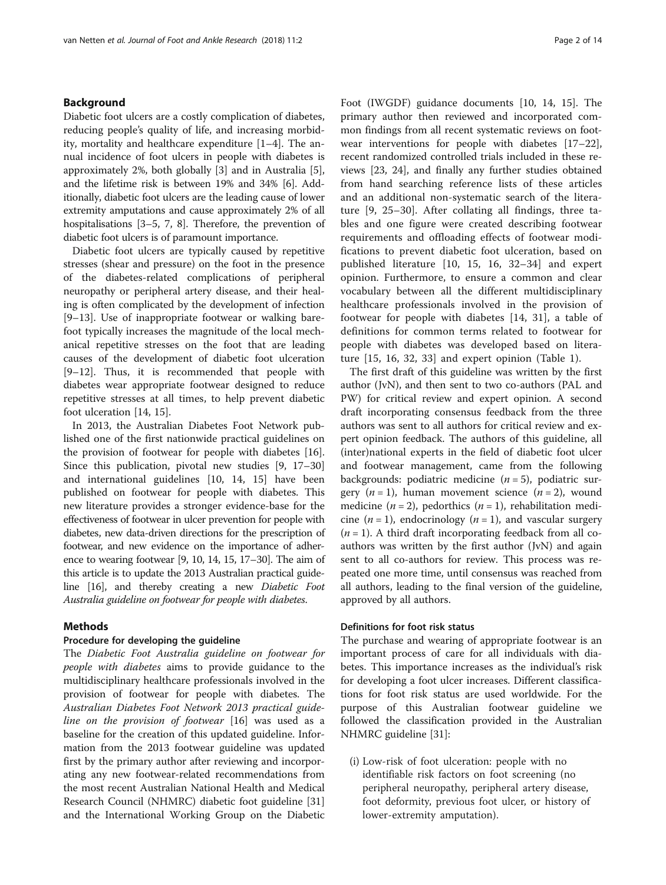## Background

Diabetic foot ulcers are a costly complication of diabetes, reducing people's quality of life, and increasing morbidity, mortality and healthcare expenditure [1–4]. The annual incidence of foot ulcers in people with diabetes is approximately 2%, both globally [3] and in Australia [5], and the lifetime risk is between 19% and 34% [6]. Additionally, diabetic foot ulcers are the leading cause of lower extremity amputations and cause approximately 2% of all hospitalisations [3–5, 7, 8]. Therefore, the prevention of diabetic foot ulcers is of paramount importance.

Diabetic foot ulcers are typically caused by repetitive stresses (shear and pressure) on the foot in the presence of the diabetes-related complications of peripheral neuropathy or peripheral artery disease, and their healing is often complicated by the development of infection [9–13]. Use of inappropriate footwear or walking barefoot typically increases the magnitude of the local mechanical repetitive stresses on the foot that are leading causes of the development of diabetic foot ulceration [9–12]. Thus, it is recommended that people with diabetes wear appropriate footwear designed to reduce repetitive stresses at all times, to help prevent diabetic foot ulceration [14, 15].

In 2013, the Australian Diabetes Foot Network published one of the first nationwide practical guidelines on the provision of footwear for people with diabetes [16]. Since this publication, pivotal new studies [9, 17–30] and international guidelines [10, 14, 15] have been published on footwear for people with diabetes. This new literature provides a stronger evidence-base for the effectiveness of footwear in ulcer prevention for people with diabetes, new data-driven directions for the prescription of footwear, and new evidence on the importance of adherence to wearing footwear [9, 10, 14, 15, 17–30]. The aim of this article is to update the 2013 Australian practical guideline [16], and thereby creating a new *Diabetic Foot Australia guideline on footwear for people with diabetes.*

## Methods

### Procedure for developing the guideline

The *Diabetic Foot Australia guideline on footwear for people with diabetes* aims to provide guidance to the multidisciplinary healthcare professionals involved in the provision of footwear for people with diabetes. The *Australian Diabetes Foot Network 2013 practical guideline on the provision of footwear* [16] was used as a baseline for the creation of this updated guideline. Information from the 2013 footwear guideline was updated first by the primary author after reviewing and incorporating any new footwear-related recommendations from the most recent Australian National Health and Medical Research Council (NHMRC) diabetic foot guideline [31] and the International Working Group on the Diabetic Foot (IWGDF) guidance documents [10, 14, 15]. The primary author then reviewed and incorporated common findings from all recent systematic reviews on footwear interventions for people with diabetes [17–22], recent randomized controlled trials included in these reviews [23, 24], and finally any further studies obtained from hand searching reference lists of these articles and an additional non-systematic search of the literature [9, 25–30]. After collating all findings, three tables and one figure were created describing footwear requirements and offloading effects of footwear modifications to prevent diabetic foot ulceration, based on published literature [10, 15, 16, 32–34] and expert opinion. Furthermore, to ensure a common and clear vocabulary between all the different multidisciplinary healthcare professionals involved in the provision of footwear for people with diabetes [14, 31], a table of definitions for common terms related to footwear for people with diabetes was developed based on literature [15, 16, 32, 33] and expert opinion (Table 1).

The first draft of this guideline was written by the first author (JvN), and then sent to two co-authors (PAL and PW) for critical review and expert opinion. A second draft incorporating consensus feedback from the three authors was sent to all authors for critical review and expert opinion feedback. The authors of this guideline, all (inter)national experts in the field of diabetic foot ulcer and footwear management, came from the following backgrounds: podiatric medicine ($n = 5$), podiatric surgery ($n = 1$), human movement science ($n = 2$), wound medicine ($n = 2$), pedorthics ($n = 1$), rehabilitation medicine ($n = 1$), endocrinology ($n = 1$), and vascular surgery ($n = 1$). A third draft incorporating feedback from all co-authors was written by the first author (JvN) and again sent to all co-authors for review. This process was repeated one more time, until consensus was reached from all authors, leading to the final version of the guideline, approved by all authors.

### Definitions for foot risk status

The purchase and wearing of appropriate footwear is an important process of care for all individuals with diabetes. This importance increases as the individual's risk for developing a foot ulcer increases. Different classifications for foot risk status are used worldwide. For the purpose of this Australian footwear guideline we followed the classification provided in the Australian NHMRC guideline [31]:

(i) Low-risk of foot ulceration: people with no identifiable risk factors on foot screening (no peripheral neuropathy, peripheral artery disease, foot deformity, previous foot ulcer, or history of lower-extremity amputation).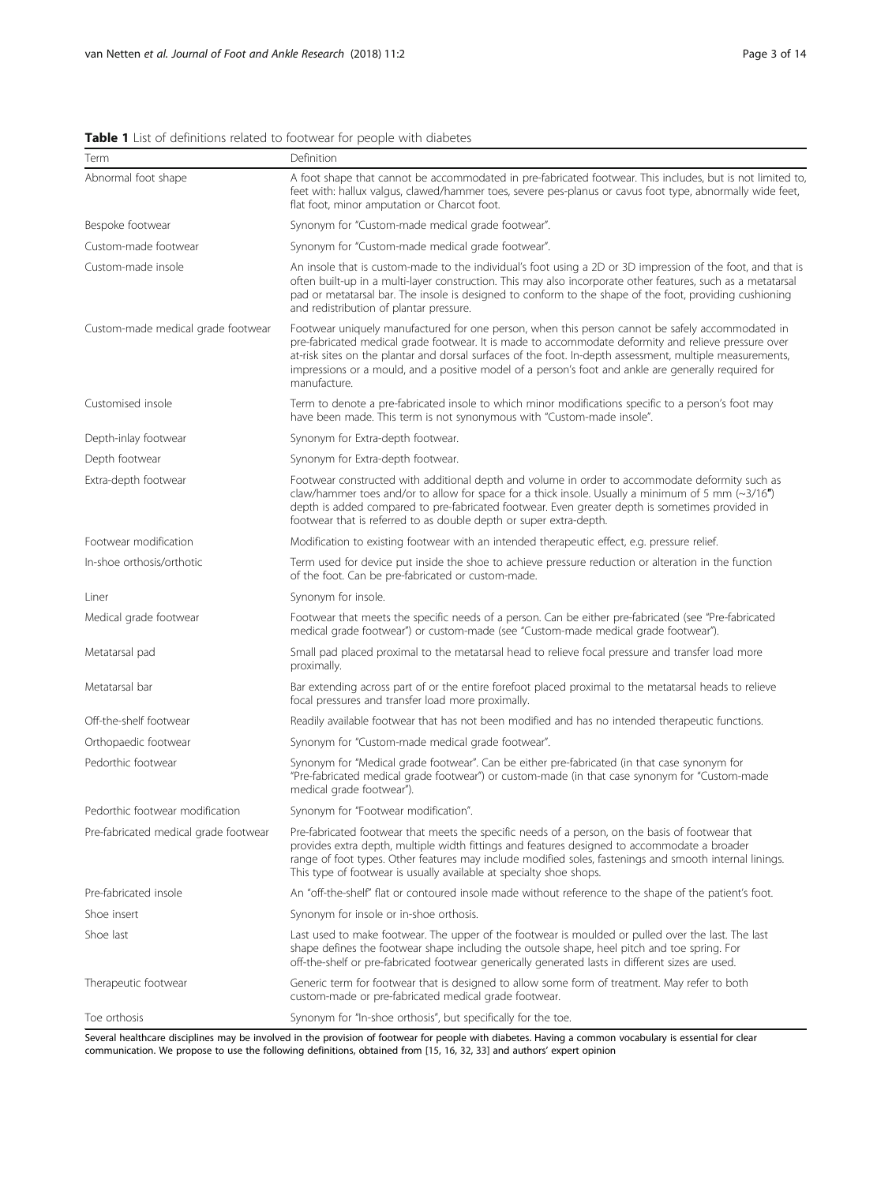**Table 1** List of definitions related to footwear for people with diabetes

| Term | Definition |
| --- | --- |
| Abnormal foot shape | A foot shape that cannot be accommodated in pre-fabricated footwear. This includes, but is not limited to, feet with: hallux valgus, clawed/hammer toes, severe pes-planus or cavus foot type, abnormally wide feet, flat foot, minor amputation or Charcot foot. |
| Bespoke footwear | Synonym for "Custom-made medical grade footwear". |
| Custom-made footwear | Synonym for "Custom-made medical grade footwear". |
| Custom-made insole | An insole that is custom-made to the individual's foot using a 2D or 3D impression of the foot, and that is often built-up in a multi-layer construction. This may also incorporate other features, such as a metatarsal pad or metatarsal bar. The insole is designed to conform to the shape of the foot, providing cushioning and redistribution of plantar pressure. |
| Custom-made medical grade footwear | Footwear uniquely manufactured for one person, when this person cannot be safely accommodated in pre-fabricated medical grade footwear. It is made to accommodate deformity and relieve pressure over at-risk sites on the plantar and dorsal surfaces of the foot. In-depth assessment, multiple measurements, impressions or a mould, and a positive model of a person's foot and ankle are generally required for manufacture. |
| Customised insole | Term to denote a pre-fabricated insole to which minor modifications specific to a person's foot may have been made. This term is not synonymous with "Custom-made insole". |
| Depth-inlay footwear | Synonym for Extra-depth footwear. |
| Depth footwear | Synonym for Extra-depth footwear. |
| Extra-depth footwear | Footwear constructed with additional depth and volume in order to accommodate deformity such as claw/hammer toes and/or to allow for space for a thick insole. Usually a minimum of 5 mm (~3/16″) depth is added compared to pre-fabricated footwear. Even greater depth is sometimes provided in footwear that is referred to as double depth or super extra-depth. |
| Footwear modification | Modification to existing footwear with an intended therapeutic effect, e.g. pressure relief. |
| In-shoe orthosis/orthotic | Term used for device put inside the shoe to achieve pressure reduction or alteration in the function of the foot. Can be pre-fabricated or custom-made. |
| Liner | Synonym for insole. |
| Medical grade footwear | Footwear that meets the specific needs of a person. Can be either pre-fabricated (see "Pre-fabricated medical grade footwear") or custom-made (see "Custom-made medical grade footwear"). |
| Metatarsal pad | Small pad placed proximal to the metatarsal head to relieve focal pressure and transfer load more proximally. |
| Metatarsal bar | Bar extending across part of or the entire forefoot placed proximal to the metatarsal heads to relieve focal pressures and transfer load more proximally. |
| Off-the-shelf footwear | Readily available footwear that has not been modified and has no intended therapeutic functions. |
| Orthopaedic footwear | Synonym for "Custom-made medical grade footwear". |
| Pedorthic footwear | Synonym for "Medical grade footwear". Can be either pre-fabricated (in that case synonym for "Pre-fabricated medical grade footwear") or custom-made (in that case synonym for "Custom-made medical grade footwear"). |
| Pedorthic footwear modification | Synonym for "Footwear modification". |
| Pre-fabricated medical grade footwear | Pre-fabricated footwear that meets the specific needs of a person, on the basis of footwear that provides extra depth, multiple width fittings and features designed to accommodate a broader range of foot types. Other features may include modified soles, fastenings and smooth internal linings. This type of footwear is usually available at specialty shoe shops. |
| Pre-fabricated insole | An "off-the-shelf" flat or contoured insole made without reference to the shape of the patient's foot. |
| Shoe insert | Synonym for insole or in-shoe orthosis. |
| Shoe last | Last used to make footwear. The upper of the footwear is moulded or pulled over the last. The last shape defines the footwear shape including the outsole shape, heel pitch and toe spring. For off-the-shelf or pre-fabricated footwear generically generated lasts in different sizes are used. |
| Therapeutic footwear | Generic term for footwear that is designed to allow some form of treatment. May refer to both custom-made or pre-fabricated medical grade footwear. |
| Toe orthosis | Synonym for "In-shoe orthosis", but specifically for the toe. |

Several healthcare disciplines may be involved in the provision of footwear for people with diabetes. Having a common vocabulary is essential for clear communication. We propose to use the following definitions, obtained from [15, 16, 32, 33] and authors' expert opinion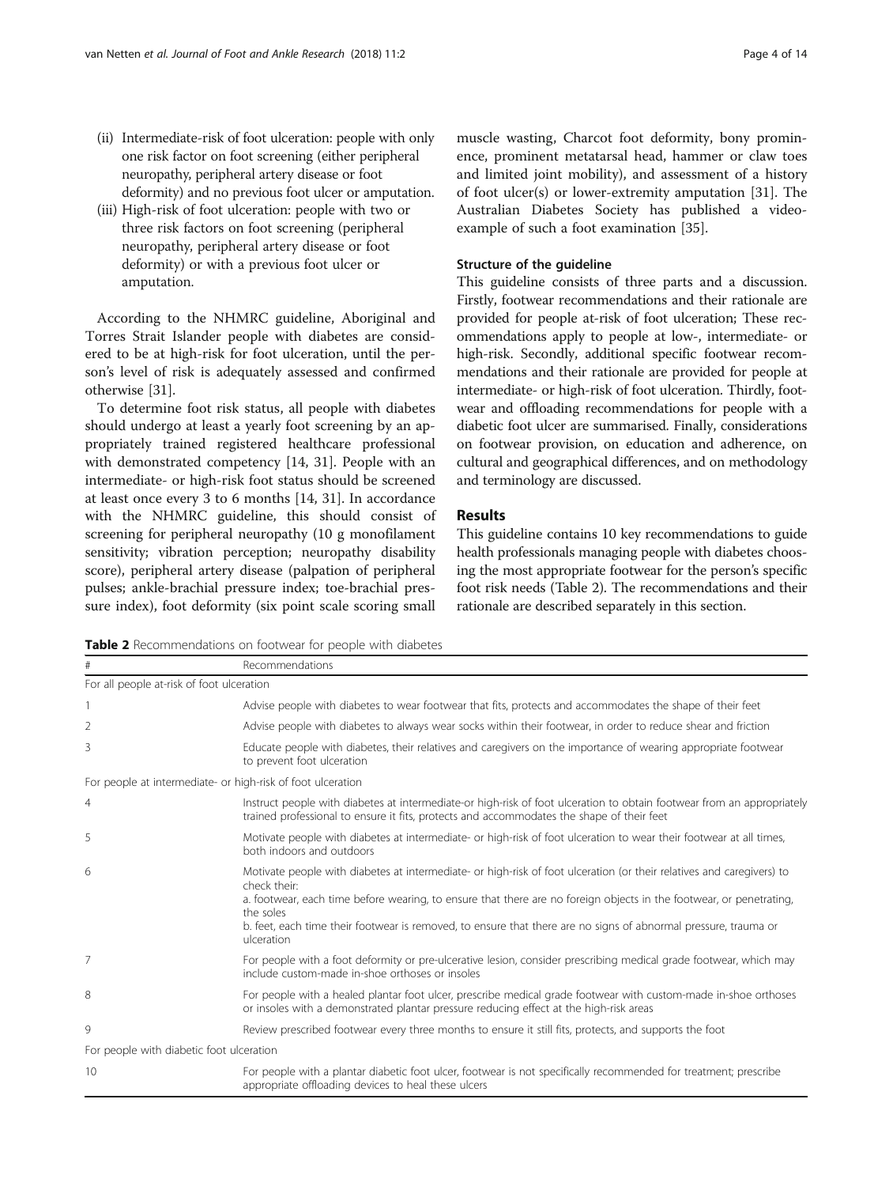(ii) Intermediate-risk of foot ulceration: people with only one risk factor on foot screening (either peripheral neuropathy, peripheral artery disease or foot deformity) and no previous foot ulcer or amputation.

(iii) High-risk of foot ulceration: people with two or three risk factors on foot screening (peripheral neuropathy, peripheral artery disease or foot deformity) or with a previous foot ulcer or amputation.

According to the NHMRC guideline, Aboriginal and Torres Strait Islander people with diabetes are considered to be at high-risk for foot ulceration, until the person's level of risk is adequately assessed and confirmed otherwise [31].

To determine foot risk status, all people with diabetes should undergo at least a yearly foot screening by an appropriately trained registered healthcare professional with demonstrated competency [14, 31]. People with an intermediate- or high-risk foot status should be screened at least once every 3 to 6 months [14, 31]. In accordance with the NHMRC guideline, this should consist of screening for peripheral neuropathy (10 g monofilament sensitivity; vibration perception; neuropathy disability score), peripheral artery disease (palpation of peripheral pulses; ankle-brachial pressure index; toe-brachial pressure index), foot deformity (six point scale scoring small muscle wasting, Charcot foot deformity, bony prominence, prominent metatarsal head, hammer or claw toes and limited joint mobility), and assessment of a history of foot ulcer(s) or lower-extremity amputation [31]. The Australian Diabetes Society has published a video-example of such a foot examination [35].

### Structure of the guideline

This guideline consists of three parts and a discussion. Firstly, footwear recommendations and their rationale are provided for people at-risk of foot ulceration; These recommendations apply to people at low-, intermediate- or high-risk. Secondly, additional specific footwear recommendations and their rationale are provided for people at intermediate- or high-risk of foot ulceration. Thirdly, footwear and offloading recommendations for people with a diabetic foot ulcer are summarised. Finally, considerations on footwear provision, on education and adherence, on cultural and geographical differences, and on methodology and terminology are discussed.

## Results

This guideline contains 10 key recommendations to guide health professionals managing people with diabetes choosing the most appropriate footwear for the person's specific foot risk needs (Table 2). The recommendations and their rationale are described separately in this section.

**Table 2** Recommendations on footwear for people with diabetes

| # | Recommendations |
|---|---|
| For all people at-risk of foot ulceration | |
| 1 | Advise people with diabetes to wear footwear that fits, protects and accommodates the shape of their feet |
| 2 | Advise people with diabetes to always wear socks within their footwear, in order to reduce shear and friction |
| 3 | Educate people with diabetes, their relatives and caregivers on the importance of wearing appropriate footwear to prevent foot ulceration |
| For people at intermediate- or high-risk of foot ulceration | |
| 4 | Instruct people with diabetes at intermediate-or high-risk of foot ulceration to obtain footwear from an appropriately trained professional to ensure it fits, protects and accommodates the shape of their feet |
| 5 | Motivate people with diabetes at intermediate- or high-risk of foot ulceration to wear their footwear at all times, both indoors and outdoors |
| 6 | Motivate people with diabetes at intermediate- or high-risk of foot ulceration (or their relatives and caregivers) to check their:<br>a. footwear, each time before wearing, to ensure that there are no foreign objects in the footwear, or penetrating, the soles<br>b. feet, each time their footwear is removed, to ensure that there are no signs of abnormal pressure, trauma or ulceration |
| 7 | For people with a foot deformity or pre-ulcerative lesion, consider prescribing medical grade footwear, which may include custom-made in-shoe orthoses or insoles |
| 8 | For people with a healed plantar foot ulcer, prescribe medical grade footwear with custom-made in-shoe orthoses or insoles with a demonstrated plantar pressure reducing effect at the high-risk areas |
| 9 | Review prescribed footwear every three months to ensure it still fits, protects, and supports the foot |
| For people with diabetic foot ulceration | |
| 10 | For people with a plantar diabetic foot ulcer, footwear is not specifically recommended for treatment; prescribe appropriate offloading devices to heal these ulcers |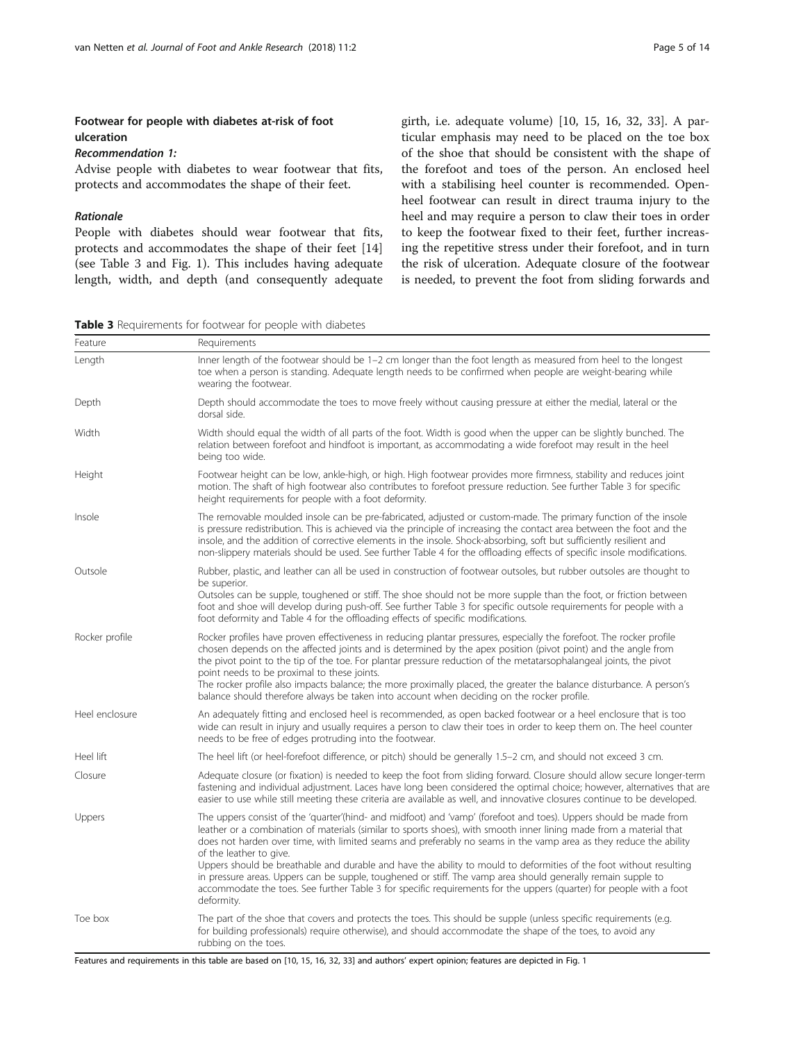## Footwear for people with diabetes at-risk of foot ulceration

### *Recommendation 1:*

Advise people with diabetes to wear footwear that fits, protects and accommodates the shape of their feet.

### *Rationale*

People with diabetes should wear footwear that fits, protects and accommodates the shape of their feet [14] (see Table 3 and Fig. 1). This includes having adequate length, width, and depth (and consequently adequate girth, i.e. adequate volume) [10, 15, 16, 32, 33]. A particular emphasis may need to be placed on the toe box of the shoe that should be consistent with the shape of the forefoot and toes of the person. An enclosed heel with a stabilising heel counter is recommended. Open-heel footwear can result in direct trauma injury to the heel and may require a person to claw their toes in order to keep the footwear fixed to their feet, further increasing the repetitive stress under their forefoot, and in turn the risk of ulceration. Adequate closure of the footwear is needed, to prevent the foot from sliding forwards and

**Table 3** Requirements for footwear for people with diabetes

| Feature | Requirements |
| --- | --- |
| Length | Inner length of the footwear should be 1–2 cm longer than the foot length as measured from heel to the longest toe when a person is standing. Adequate length needs to be confirmed when people are weight-bearing while wearing the footwear. |
| Depth | Depth should accommodate the toes to move freely without causing pressure at either the medial, lateral or the dorsal side. |
| Width | Width should equal the width of all parts of the foot. Width is good when the upper can be slightly bunched. The relation between forefoot and hindfoot is important, as accommodating a wide forefoot may result in the heel being too wide. |
| Height | Footwear height can be low, ankle-high, or high. High footwear provides more firmness, stability and reduces joint motion. The shaft of high footwear also contributes to forefoot pressure reduction. See further Table 3 for specific height requirements for people with a foot deformity. |
| Insole | The removable moulded insole can be pre-fabricated, adjusted or custom-made. The primary function of the insole is pressure redistribution. This is achieved via the principle of increasing the contact area between the foot and the insole, and the addition of corrective elements in the insole. Shock-absorbing, soft but sufficiently resilient and non-slippery materials should be used. See further Table 4 for the offloading effects of specific insole modifications. |
| Outsole | Rubber, plastic, and leather can all be used in construction of footwear outsoles, but rubber outsoles are thought to be superior.<br>Outsoles can be supple, toughened or stiff. The shoe should not be more supple than the foot, or friction between foot and shoe will develop during push-off. See further Table 3 for specific outsole requirements for people with a foot deformity and Table 4 for the offloading effects of specific modifications. |
| Rocker profile | Rocker profiles have proven effectiveness in reducing plantar pressures, especially the forefoot. The rocker profile chosen depends on the affected joints and is determined by the apex position (pivot point) and the angle from the pivot point to the tip of the toe. For plantar pressure reduction of the metatarsophalangeal joints, the pivot point needs to be proximal to these joints.<br>The rocker profile also impacts balance; the more proximally placed, the greater the balance disturbance. A person's balance should therefore always be taken into account when deciding on the rocker profile. |
| Heel enclosure | An adequately fitting and enclosed heel is recommended, as open backed footwear or a heel enclosure that is too wide can result in injury and usually requires a person to claw their toes in order to keep them on. The heel counter needs to be free of edges protruding into the footwear. |
| Heel lift | The heel lift (or heel-forefoot difference, or pitch) should be generally 1.5–2 cm, and should not exceed 3 cm. |
| Closure | Adequate closure (or fixation) is needed to keep the foot from sliding forward. Closure should allow secure longer-term fastening and individual adjustment. Laces have long been considered the optimal choice; however, alternatives that are easier to use while still meeting these criteria are available as well, and innovative closures continue to be developed. |
| Uppers | The uppers consist of the 'quarter'(hind- and midfoot) and 'vamp' (forefoot and toes). Uppers should be made from leather or a combination of materials (similar to sports shoes), with smooth inner lining made from a material that does not harden over time, with limited seams and preferably no seams in the vamp area as they reduce the ability of the leather to give.<br>Uppers should be breathable and durable and have the ability to mould to deformities of the foot without resulting in pressure areas. Uppers can be supple, toughened or stiff. The vamp area should generally remain supple to accommodate the toes. See further Table 3 for specific requirements for the uppers (quarter) for people with a foot deformity. |
| Toe box | The part of the shoe that covers and protects the toes. This should be supple (unless specific requirements (e.g. for building professionals) require otherwise), and should accommodate the shape of the toes, to avoid any rubbing on the toes. |

Features and requirements in this table are based on [10, 15, 16, 32, 33] and authors' expert opinion; features are depicted in Fig. 1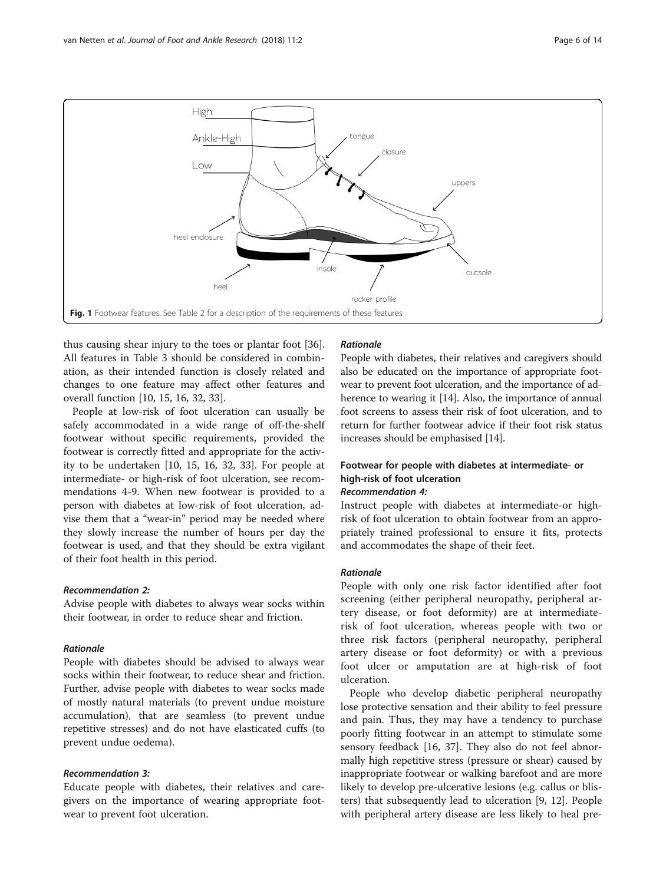Fig. 1 Footwear features. See Table 2 for a description of the requirements of these features

thus causing shear injury to the toes or plantar foot [36]. All features in Table 3 should be considered in combination, as their intended function is closely related and changes to one feature may affect other features and overall function [10, 15, 16, 32, 33].

People at low-risk of foot ulceration can usually be safely accommodated in a wide range of off-the-shelf footwear without specific requirements, provided the footwear is correctly fitted and appropriate for the activity to be undertaken [10, 15, 16, 32, 33]. For people at intermediate- or high-risk of foot ulceration, see recommendations 4-9. When new footwear is provided to a person with diabetes at low-risk of foot ulceration, advise them that a "wear-in" period may be needed where they slowly increase the number of hours per day the footwear is used, and that they should be extra vigilant of their foot health in this period.

#### *Recommendation 2:*

Advise people with diabetes to always wear socks within their footwear, in order to reduce shear and friction.

#### *Rationale*

People with diabetes should be advised to always wear socks within their footwear, to reduce shear and friction. Further, advise people with diabetes to wear socks made of mostly natural materials (to prevent undue moisture accumulation), that are seamless (to prevent undue repetitive stresses) and do not have elasticated cuffs (to prevent undue oedema).

#### *Recommendation 3:*

Educate people with diabetes, their relatives and caregivers on the importance of wearing appropriate footwear to prevent foot ulceration.

#### *Rationale*

People with diabetes, their relatives and caregivers should also be educated on the importance of appropriate footwear to prevent foot ulceration, and the importance of adherence to wearing it [14]. Also, the importance of annual foot screens to assess their risk of foot ulceration, and to return for further footwear advice if their foot risk status increases should be emphasised [14].

### Footwear for people with diabetes at intermediate- or high-risk of foot ulceration

#### *Recommendation 4:*

Instruct people with diabetes at intermediate-or high-risk of foot ulceration to obtain footwear from an appropriately trained professional to ensure it fits, protects and accommodates the shape of their feet.

#### *Rationale*

People with only one risk factor identified after foot screening (either peripheral neuropathy, peripheral artery disease, or foot deformity) are at intermediate-risk of foot ulceration, whereas people with two or three risk factors (peripheral neuropathy, peripheral artery disease or foot deformity) or with a previous foot ulcer or amputation are at high-risk of foot ulceration.

People who develop diabetic peripheral neuropathy lose protective sensation and their ability to feel pressure and pain. Thus, they may have a tendency to purchase poorly fitting footwear in an attempt to stimulate some sensory feedback [16, 37]. They also do not feel abnormally high repetitive stress (pressure or shear) caused by inappropriate footwear or walking barefoot and are more likely to develop pre-ulcerative lesions (e.g. callus or blisters) that subsequently lead to ulceration [9, 12]. People with peripheral artery disease are less likely to heal pre-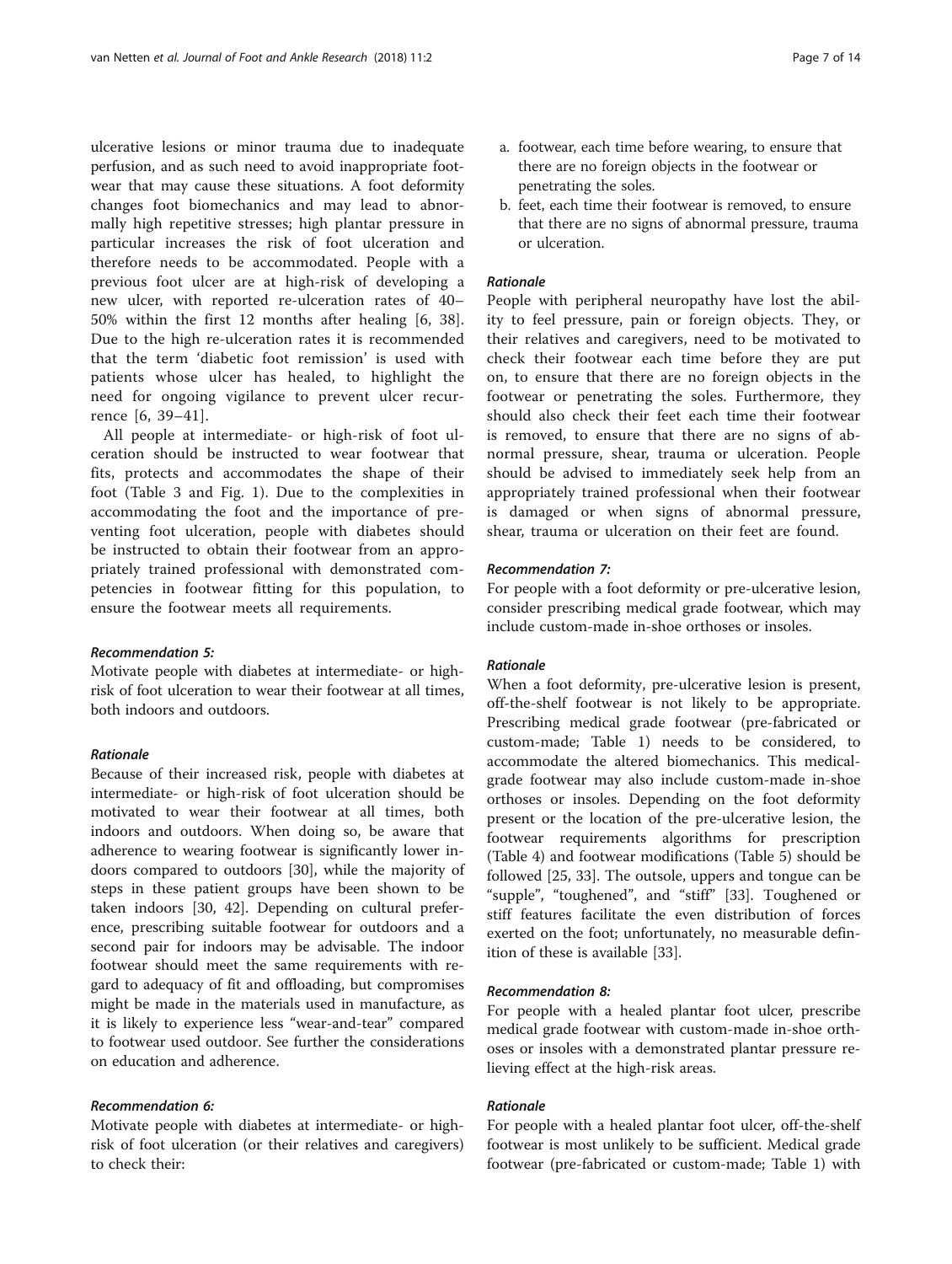ulcerative lesions or minor trauma due to inadequate perfusion, and as such need to avoid inappropriate footwear that may cause these situations. A foot deformity changes foot biomechanics and may lead to abnormally high repetitive stresses; high plantar pressure in particular increases the risk of foot ulceration and therefore needs to be accommodated. People with a previous foot ulcer are at high-risk of developing a new ulcer, with reported re-ulceration rates of 40–50% within the first 12 months after healing [6, 38]. Due to the high re-ulceration rates it is recommended that the term 'diabetic foot remission' is used with patients whose ulcer has healed, to highlight the need for ongoing vigilance to prevent ulcer recurrence [6, 39–41].

All people at intermediate- or high-risk of foot ulceration should be instructed to wear footwear that fits, protects and accommodates the shape of their foot (Table 3 and Fig. 1). Due to the complexities in accommodating the foot and the importance of preventing foot ulceration, people with diabetes should be instructed to obtain their footwear from an appropriately trained professional with demonstrated competencies in footwear fitting for this population, to ensure the footwear meets all requirements.

#### *Recommendation 5:*

Motivate people with diabetes at intermediate- or high-risk of foot ulceration to wear their footwear at all times, both indoors and outdoors.

#### *Rationale*

Because of their increased risk, people with diabetes at intermediate- or high-risk of foot ulceration should be motivated to wear their footwear at all times, both indoors and outdoors. When doing so, be aware that adherence to wearing footwear is significantly lower indoors compared to outdoors [30], while the majority of steps in these patient groups have been shown to be taken indoors [30, 42]. Depending on cultural preference, prescribing suitable footwear for outdoors and a second pair for indoors may be advisable. The indoor footwear should meet the same requirements with regard to adequacy of fit and offloading, but compromises might be made in the materials used in manufacture, as it is likely to experience less "wear-and-tear" compared to footwear used outdoor. See further the considerations on education and adherence.

#### *Recommendation 6:*

Motivate people with diabetes at intermediate- or high-risk of foot ulceration (or their relatives and caregivers) to check their:

a. footwear, each time before wearing, to ensure that there are no foreign objects in the footwear or penetrating the soles.
b. feet, each time their footwear is removed, to ensure that there are no signs of abnormal pressure, trauma or ulceration.

#### *Rationale*

People with peripheral neuropathy have lost the ability to feel pressure, pain or foreign objects. They, or their relatives and caregivers, need to be motivated to check their footwear each time before they are put on, to ensure that there are no foreign objects in the footwear or penetrating the soles. Furthermore, they should also check their feet each time their footwear is removed, to ensure that there are no signs of abnormal pressure, shear, trauma or ulceration. People should be advised to immediately seek help from an appropriately trained professional when their footwear is damaged or when signs of abnormal pressure, shear, trauma or ulceration on their feet are found.

#### *Recommendation 7:*

For people with a foot deformity or pre-ulcerative lesion, consider prescribing medical grade footwear, which may include custom-made in-shoe orthoses or insoles.

#### *Rationale*

When a foot deformity, pre-ulcerative lesion is present, off-the-shelf footwear is not likely to be appropriate. Prescribing medical grade footwear (pre-fabricated or custom-made; Table 1) needs to be considered, to accommodate the altered biomechanics. This medical-grade footwear may also include custom-made in-shoe orthoses or insoles. Depending on the foot deformity present or the location of the pre-ulcerative lesion, the footwear requirements algorithms for prescription (Table 4) and footwear modifications (Table 5) should be followed [25, 33]. The outsole, uppers and tongue can be "supple", "toughened", and "stiff" [33]. Toughened or stiff features facilitate the even distribution of forces exerted on the foot; unfortunately, no measurable definition of these is available [33].

#### *Recommendation 8:*

For people with a healed plantar foot ulcer, prescribe medical grade footwear with custom-made in-shoe orthoses or insoles with a demonstrated plantar pressure relieving effect at the high-risk areas.

#### *Rationale*

For people with a healed plantar foot ulcer, off-the-shelf footwear is most unlikely to be sufficient. Medical grade footwear (pre-fabricated or custom-made; Table 1) with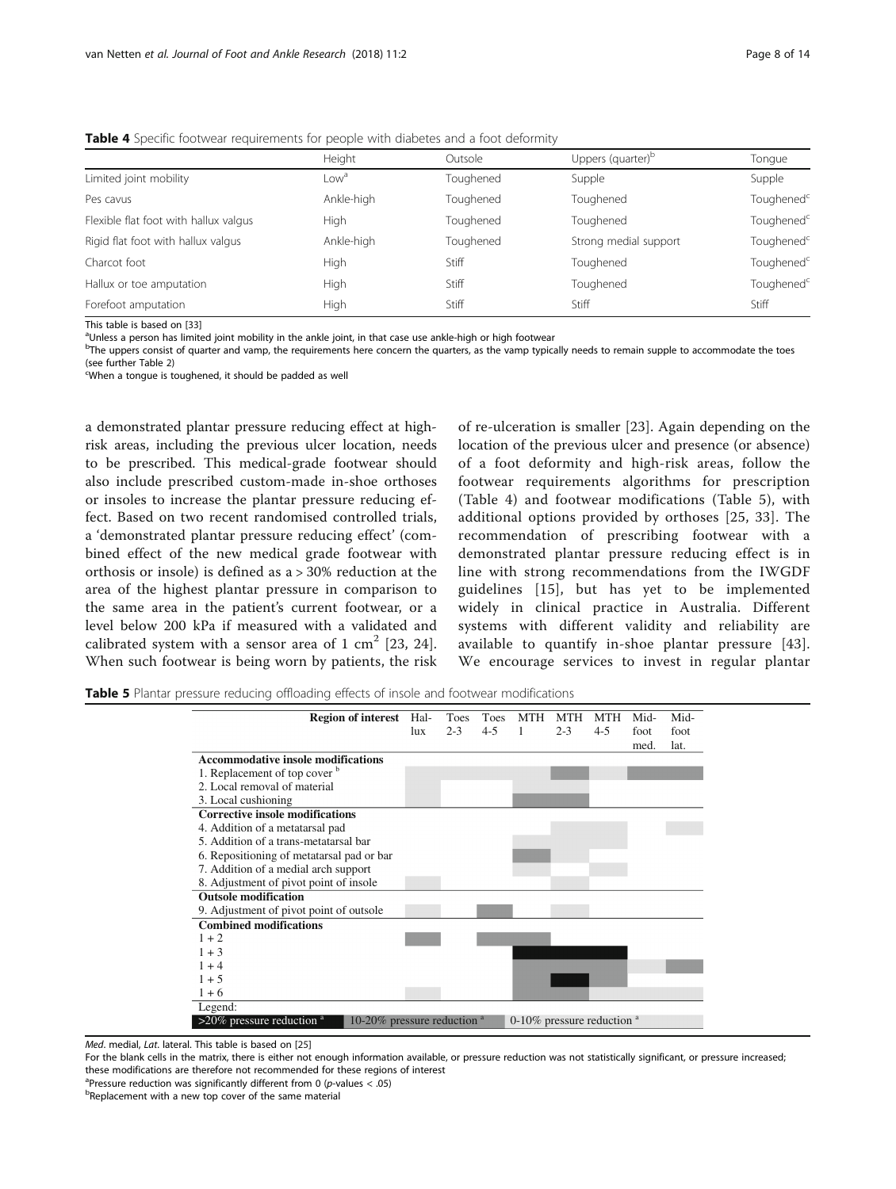**Table 4** Specific footwear requirements for people with diabetes and a foot deformity

| | Height | Outsole | Uppers (quarter)[b] | Tongue |
|---|---|---|---|---|
| Limited joint mobility | Low[a] | Toughened | Supple | Supple |
| Pes cavus | Ankle-high | Toughened | Toughened | Toughened[c] |
| Flexible flat foot with hallux valgus | High | Toughened | Toughened | Toughened[c] |
| Rigid flat foot with hallux valgus | Ankle-high | Toughened | Strong medial support | Toughened[c] |
| Charcot foot | High | Stiff | Toughened | Toughened[c] |
| Hallux or toe amputation | High | Stiff | Toughened | Toughened[c] |
| Forefoot amputation | High | Stiff | Stiff | Stiff |

This table is based on [33]

[a]Unless a person has limited joint mobility in the ankle joint, in that case use ankle-high or high footwear

[b]The uppers consist of quarter and vamp, the requirements here concern the quarters, as the vamp typically needs to remain supple to accommodate the toes (see further Table 2)

[c]When a tongue is toughened, it should be padded as well

a demonstrated plantar pressure reducing effect at high-risk areas, including the previous ulcer location, needs to be prescribed. This medical-grade footwear should also include prescribed custom-made in-shoe orthoses or insoles to increase the plantar pressure reducing effect. Based on two recent randomised controlled trials, a 'demonstrated plantar pressure reducing effect' (combined effect of the new medical grade footwear with orthosis or insole) is defined as a > 30% reduction at the area of the highest plantar pressure in comparison to the same area in the patient's current footwear, or a level below 200 kPa if measured with a validated and calibrated system with a sensor area of 1 cm$^2$ [23, 24]. When such footwear is being worn by patients, the risk of re-ulceration is smaller [23]. Again depending on the location of the previous ulcer and presence (or absence) of a foot deformity and high-risk areas, follow the footwear requirements algorithms for prescription (Table 4) and footwear modifications (Table 5), with additional options provided by orthoses [25, 33]. The recommendation of prescribing footwear with a demonstrated plantar pressure reducing effect is in line with strong recommendations from the IWGDF guidelines [15], but has yet to be implemented widely in clinical practice in Australia. Different systems with different validity and reliability are available to quantify in-shoe plantar pressure [43]. We encourage services to invest in regular plantar

**Table 5** Plantar pressure reducing offloading effects of insole and footwear modifications

| Region of interest | Hallux | Toes 2-3 | Toes 4-5 | MTH 1 | MTH 2-3 | MTH 4-5 | Midfoot med. | Midfoot lat. |
|---|---|---|---|---|---|---|---|---|
| **Accommodative insole modifications** | | | | | | | | |
| 1. Replacement of top cover [b] | 0-10% | 0-10% | 0-10% | 0-10% | 10-20% | 0-10% | 10-20% | 10-20% |
| 2. Local removal of material | 0-10% | | | 0-10% | 0-10% | | | |
| 3. Local cushioning | 0-10% | | | 10-20% | 10-20% | | | |
| **Corrective insole modifications** | | | | | | | | |
| 4. Addition of a metatarsal pad | | | | | 0-10% | 0-10% | | 0-10% |
| 5. Addition of a trans-metatarsal bar | | | | 0-10% | 0-10% | 0-10% | | |
| 6. Repositioning of metatarsal pad or bar | | | | 10-20% | 0-10% | | | |
| 7. Addition of a medial arch support | | | | 0-10% | | 0-10% | | |
| 8. Adjustment of pivot point of insole | 0-10% | | | | 0-10% | | | |
| **Outsole modification** | | | | | | | | |
| 9. Adjustment of pivot point of outsole | 0-10% | | 10-20% | | 0-10% | | | |
| **Combined modifications** | | | | | | | | |
| 1 + 2 | 10-20% | | 10-20% | 10-20% | | | | |
| 1 + 3 | | | | >20% | >20% | >20% | | |
| 1 + 4 | | | | 10-20% | 10-20% | 10-20% | 0-10% | 10-20% |
| 1 + 5 | | | | 10-20% | >20% | 10-20% | | |
| 1 + 6 | 0-10% | | | 10-20% | 10-20% | 0-10% | 0-10% | 0-10% |

Legend: >20% pressure reduction [a]; 10-20% pressure reduction [a]; 0-10% pressure reduction [a]

*Med*. medial, *Lat*. lateral. This table is based on [25]

For the blank cells in the matrix, there is either not enough information available, or pressure reduction was not statistically significant, or pressure increased; these modifications are therefore not recommended for these regions of interest

[a]Pressure reduction was significantly different from 0 ($p$-values < .05)

[b]Replacement with a new top cover of the same material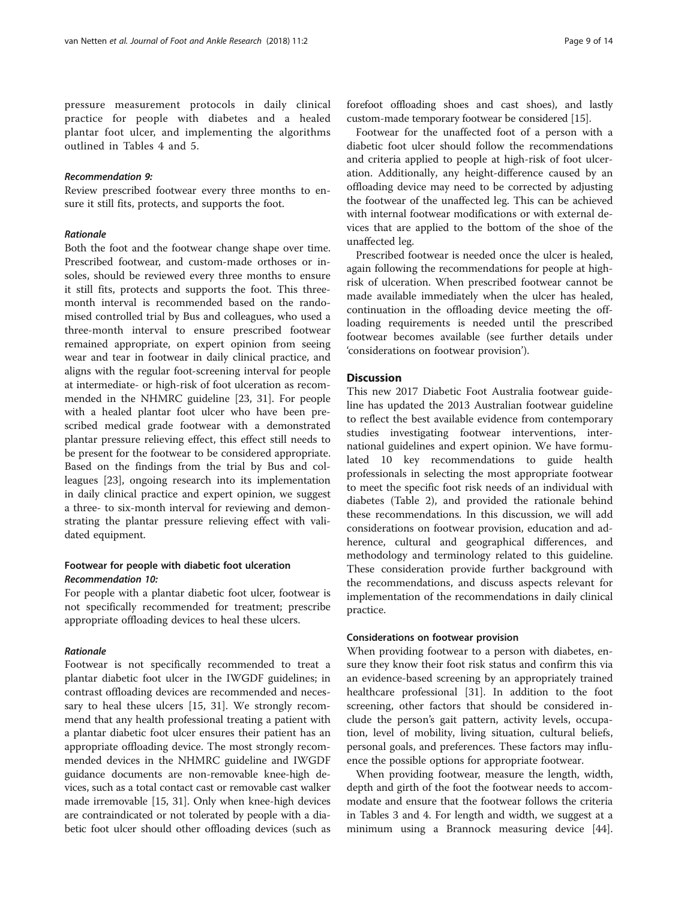pressure measurement protocols in daily clinical practice for people with diabetes and a healed plantar foot ulcer, and implementing the algorithms outlined in Tables 4 and 5.

#### *Recommendation 9:*

Review prescribed footwear every three months to ensure it still fits, protects, and supports the foot.

#### *Rationale*

Both the foot and the footwear change shape over time. Prescribed footwear, and custom-made orthoses or insoles, should be reviewed every three months to ensure it still fits, protects and supports the foot. This three-month interval is recommended based on the randomised controlled trial by Bus and colleagues, who used a three-month interval to ensure prescribed footwear remained appropriate, on expert opinion from seeing wear and tear in footwear in daily clinical practice, and aligns with the regular foot-screening interval for people at intermediate- or high-risk of foot ulceration as recommended in the NHMRC guideline [23, 31]. For people with a healed plantar foot ulcer who have been prescribed medical grade footwear with a demonstrated plantar pressure relieving effect, this effect still needs to be present for the footwear to be considered appropriate. Based on the findings from the trial by Bus and colleagues [23], ongoing research into its implementation in daily clinical practice and expert opinion, we suggest a three- to six-month interval for reviewing and demonstrating the plantar pressure relieving effect with validated equipment.

### Footwear for people with diabetic foot ulceration

#### *Recommendation 10:*

For people with a plantar diabetic foot ulcer, footwear is not specifically recommended for treatment; prescribe appropriate offloading devices to heal these ulcers.

#### *Rationale*

Footwear is not specifically recommended to treat a plantar diabetic foot ulcer in the IWGDF guidelines; in contrast offloading devices are recommended and necessary to heal these ulcers [15, 31]. We strongly recommend that any health professional treating a patient with a plantar diabetic foot ulcer ensures their patient has an appropriate offloading device. The most strongly recommended devices in the NHMRC guideline and IWGDF guidance documents are non-removable knee-high devices, such as a total contact cast or removable cast walker made irremovable [15, 31]. Only when knee-high devices are contraindicated or not tolerated by people with a diabetic foot ulcer should other offloading devices (such as forefoot offloading shoes and cast shoes), and lastly custom-made temporary footwear be considered [15].

Footwear for the unaffected foot of a person with a diabetic foot ulcer should follow the recommendations and criteria applied to people at high-risk of foot ulceration. Additionally, any height-difference caused by an offloading device may need to be corrected by adjusting the footwear of the unaffected leg. This can be achieved with internal footwear modifications or with external devices that are applied to the bottom of the shoe of the unaffected leg.

Prescribed footwear is needed once the ulcer is healed, again following the recommendations for people at high-risk of ulceration. When prescribed footwear cannot be made available immediately when the ulcer has healed, continuation in the offloading device meeting the offloading requirements is needed until the prescribed footwear becomes available (see further details under 'considerations on footwear provision').

## Discussion

This new 2017 Diabetic Foot Australia footwear guideline has updated the 2013 Australian footwear guideline to reflect the best available evidence from contemporary studies investigating footwear interventions, international guidelines and expert opinion. We have formulated 10 key recommendations to guide health professionals in selecting the most appropriate footwear to meet the specific foot risk needs of an individual with diabetes (Table 2), and provided the rationale behind these recommendations. In this discussion, we will add considerations on footwear provision, education and adherence, cultural and geographical differences, and methodology and terminology related to this guideline. These consideration provide further background with the recommendations, and discuss aspects relevant for implementation of the recommendations in daily clinical practice.

### Considerations on footwear provision

When providing footwear to a person with diabetes, ensure they know their foot risk status and confirm this via an evidence-based screening by an appropriately trained healthcare professional [31]. In addition to the foot screening, other factors that should be considered include the person's gait pattern, activity levels, occupation, level of mobility, living situation, cultural beliefs, personal goals, and preferences. These factors may influence the possible options for appropriate footwear.

When providing footwear, measure the length, width, depth and girth of the foot the footwear needs to accommodate and ensure that the footwear follows the criteria in Tables 3 and 4. For length and width, we suggest at a minimum using a Brannock measuring device [44].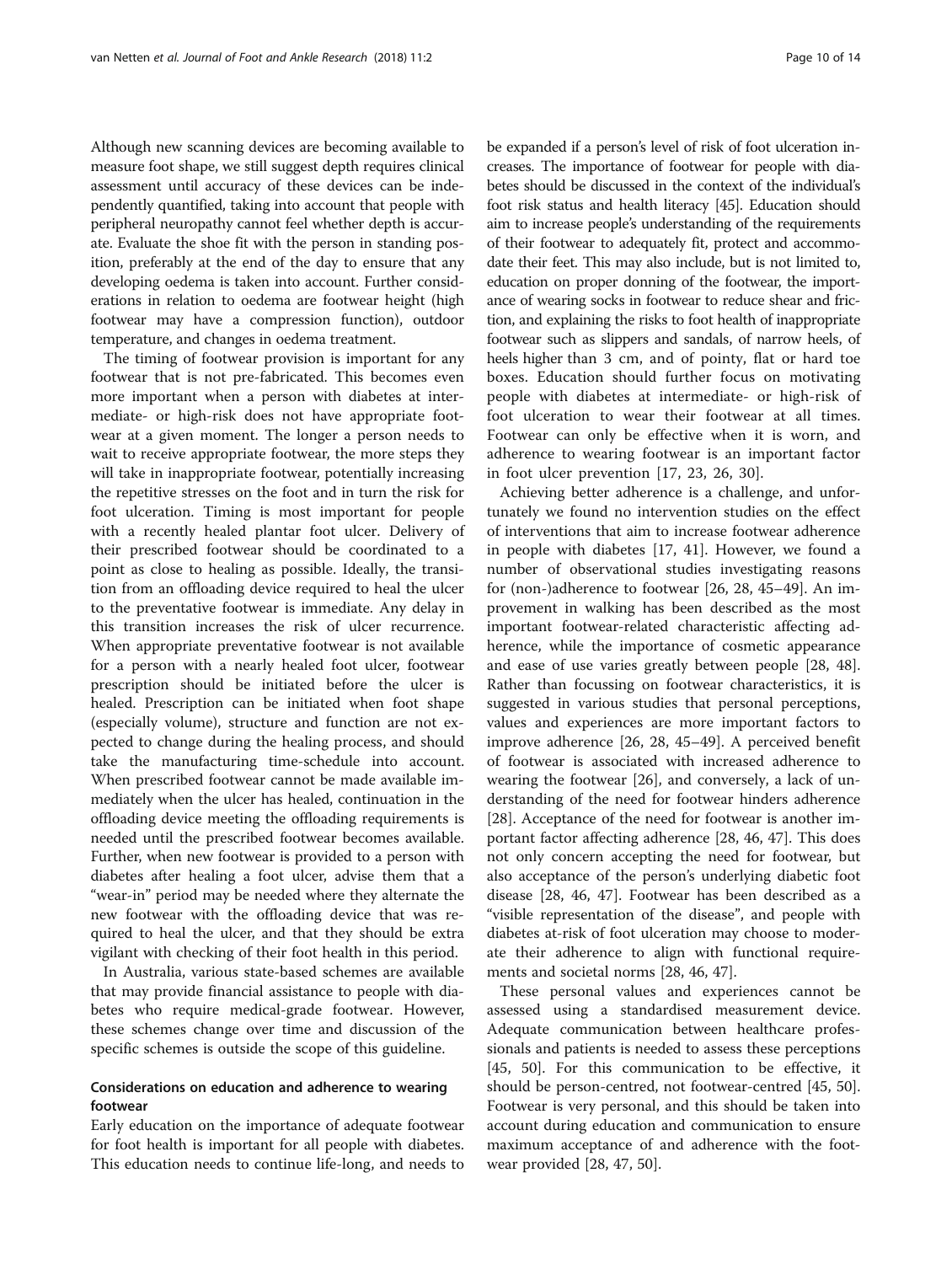Although new scanning devices are becoming available to measure foot shape, we still suggest depth requires clinical assessment until accuracy of these devices can be independently quantified, taking into account that people with peripheral neuropathy cannot feel whether depth is accurate. Evaluate the shoe fit with the person in standing position, preferably at the end of the day to ensure that any developing oedema is taken into account. Further considerations in relation to oedema are footwear height (high footwear may have a compression function), outdoor temperature, and changes in oedema treatment.

The timing of footwear provision is important for any footwear that is not pre-fabricated. This becomes even more important when a person with diabetes at intermediate- or high-risk does not have appropriate footwear at a given moment. The longer a person needs to wait to receive appropriate footwear, the more steps they will take in inappropriate footwear, potentially increasing the repetitive stresses on the foot and in turn the risk for foot ulceration. Timing is most important for people with a recently healed plantar foot ulcer. Delivery of their prescribed footwear should be coordinated to a point as close to healing as possible. Ideally, the transition from an offloading device required to heal the ulcer to the preventative footwear is immediate. Any delay in this transition increases the risk of ulcer recurrence. When appropriate preventative footwear is not available for a person with a nearly healed foot ulcer, footwear prescription should be initiated before the ulcer is healed. Prescription can be initiated when foot shape (especially volume), structure and function are not expected to change during the healing process, and should take the manufacturing time-schedule into account. When prescribed footwear cannot be made available immediately when the ulcer has healed, continuation in the offloading device meeting the offloading requirements is needed until the prescribed footwear becomes available. Further, when new footwear is provided to a person with diabetes after healing a foot ulcer, advise them that a "wear-in" period may be needed where they alternate the new footwear with the offloading device that was required to heal the ulcer, and that they should be extra vigilant with checking of their foot health in this period.

In Australia, various state-based schemes are available that may provide financial assistance to people with diabetes who require medical-grade footwear. However, these schemes change over time and discussion of the specific schemes is outside the scope of this guideline.

## Considerations on education and adherence to wearing footwear

Early education on the importance of adequate footwear for foot health is important for all people with diabetes. This education needs to continue life-long, and needs to be expanded if a person's level of risk of foot ulceration increases. The importance of footwear for people with diabetes should be discussed in the context of the individual's foot risk status and health literacy [45]. Education should aim to increase people's understanding of the requirements of their footwear to adequately fit, protect and accommodate their feet. This may also include, but is not limited to, education on proper donning of the footwear, the importance of wearing socks in footwear to reduce shear and friction, and explaining the risks to foot health of inappropriate footwear such as slippers and sandals, of narrow heels, of heels higher than 3 cm, and of pointy, flat or hard toe boxes. Education should further focus on motivating people with diabetes at intermediate- or high-risk of foot ulceration to wear their footwear at all times. Footwear can only be effective when it is worn, and adherence to wearing footwear is an important factor in foot ulcer prevention [17, 23, 26, 30].

Achieving better adherence is a challenge, and unfortunately we found no intervention studies on the effect of interventions that aim to increase footwear adherence in people with diabetes [17, 41]. However, we found a number of observational studies investigating reasons for (non-)adherence to footwear [26, 28, 45–49]. An improvement in walking has been described as the most important footwear-related characteristic affecting adherence, while the importance of cosmetic appearance and ease of use varies greatly between people [28, 48]. Rather than focussing on footwear characteristics, it is suggested in various studies that personal perceptions, values and experiences are more important factors to improve adherence [26, 28, 45–49]. A perceived benefit of footwear is associated with increased adherence to wearing the footwear [26], and conversely, a lack of understanding of the need for footwear hinders adherence [28]. Acceptance of the need for footwear is another important factor affecting adherence [28, 46, 47]. This does not only concern accepting the need for footwear, but also acceptance of the person's underlying diabetic foot disease [28, 46, 47]. Footwear has been described as a "visible representation of the disease", and people with diabetes at-risk of foot ulceration may choose to moderate their adherence to align with functional requirements and societal norms [28, 46, 47].

These personal values and experiences cannot be assessed using a standardised measurement device. Adequate communication between healthcare professionals and patients is needed to assess these perceptions [45, 50]. For this communication to be effective, it should be person-centred, not footwear-centred [45, 50]. Footwear is very personal, and this should be taken into account during education and communication to ensure maximum acceptance of and adherence with the footwear provided [28, 47, 50].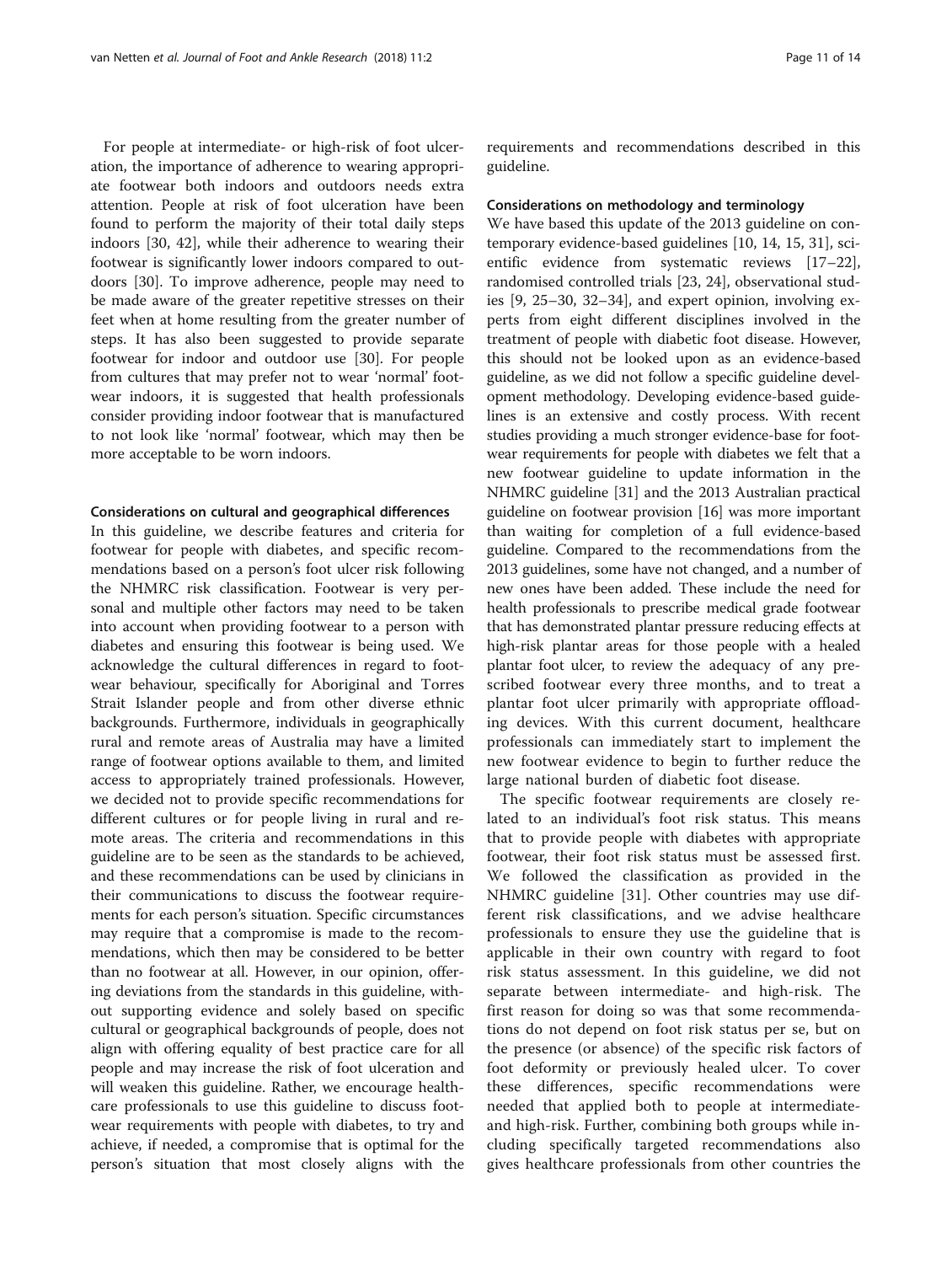For people at intermediate- or high-risk of foot ulceration, the importance of adherence to wearing appropriate footwear both indoors and outdoors needs extra attention. People at risk of foot ulceration have been found to perform the majority of their total daily steps indoors [30, 42], while their adherence to wearing their footwear is significantly lower indoors compared to outdoors [30]. To improve adherence, people may need to be made aware of the greater repetitive stresses on their feet when at home resulting from the greater number of steps. It has also been suggested to provide separate footwear for indoor and outdoor use [30]. For people from cultures that may prefer not to wear 'normal' footwear indoors, it is suggested that health professionals consider providing indoor footwear that is manufactured to not look like 'normal' footwear, which may then be more acceptable to be worn indoors.

### Considerations on cultural and geographical differences

In this guideline, we describe features and criteria for footwear for people with diabetes, and specific recommendations based on a person's foot ulcer risk following the NHMRC risk classification. Footwear is very personal and multiple other factors may need to be taken into account when providing footwear to a person with diabetes and ensuring this footwear is being used. We acknowledge the cultural differences in regard to footwear behaviour, specifically for Aboriginal and Torres Strait Islander people and from other diverse ethnic backgrounds. Furthermore, individuals in geographically rural and remote areas of Australia may have a limited range of footwear options available to them, and limited access to appropriately trained professionals. However, we decided not to provide specific recommendations for different cultures or for people living in rural and remote areas. The criteria and recommendations in this guideline are to be seen as the standards to be achieved, and these recommendations can be used by clinicians in their communications to discuss the footwear requirements for each person's situation. Specific circumstances may require that a compromise is made to the recommendations, which then may be considered to be better than no footwear at all. However, in our opinion, offering deviations from the standards in this guideline, without supporting evidence and solely based on specific cultural or geographical backgrounds of people, does not align with offering equality of best practice care for all people and may increase the risk of foot ulceration and will weaken this guideline. Rather, we encourage healthcare professionals to use this guideline to discuss footwear requirements with people with diabetes, to try and achieve, if needed, a compromise that is optimal for the person's situation that most closely aligns with the requirements and recommendations described in this guideline.

### Considerations on methodology and terminology

We have based this update of the 2013 guideline on contemporary evidence-based guidelines [10, 14, 15, 31], scientific evidence from systematic reviews [17–22], randomised controlled trials [23, 24], observational studies [9, 25–30, 32–34], and expert opinion, involving experts from eight different disciplines involved in the treatment of people with diabetic foot disease. However, this should not be looked upon as an evidence-based guideline, as we did not follow a specific guideline development methodology. Developing evidence-based guidelines is an extensive and costly process. With recent studies providing a much stronger evidence-base for footwear requirements for people with diabetes we felt that a new footwear guideline to update information in the NHMRC guideline [31] and the 2013 Australian practical guideline on footwear provision [16] was more important than waiting for completion of a full evidence-based guideline. Compared to the recommendations from the 2013 guidelines, some have not changed, and a number of new ones have been added. These include the need for health professionals to prescribe medical grade footwear that has demonstrated plantar pressure reducing effects at high-risk plantar areas for those people with a healed plantar foot ulcer, to review the adequacy of any prescribed footwear every three months, and to treat a plantar foot ulcer primarily with appropriate offloading devices. With this current document, healthcare professionals can immediately start to implement the new footwear evidence to begin to further reduce the large national burden of diabetic foot disease.

The specific footwear requirements are closely related to an individual's foot risk status. This means that to provide people with diabetes with appropriate footwear, their foot risk status must be assessed first. We followed the classification as provided in the NHMRC guideline [31]. Other countries may use different risk classifications, and we advise healthcare professionals to ensure they use the guideline that is applicable in their own country with regard to foot risk status assessment. In this guideline, we did not separate between intermediate- and high-risk. The first reason for doing so was that some recommendations do not depend on foot risk status per se, but on the presence (or absence) of the specific risk factors of foot deformity or previously healed ulcer. To cover these differences, specific recommendations were needed that applied both to people at intermediate- and high-risk. Further, combining both groups while including specifically targeted recommendations also gives healthcare professionals from other countries the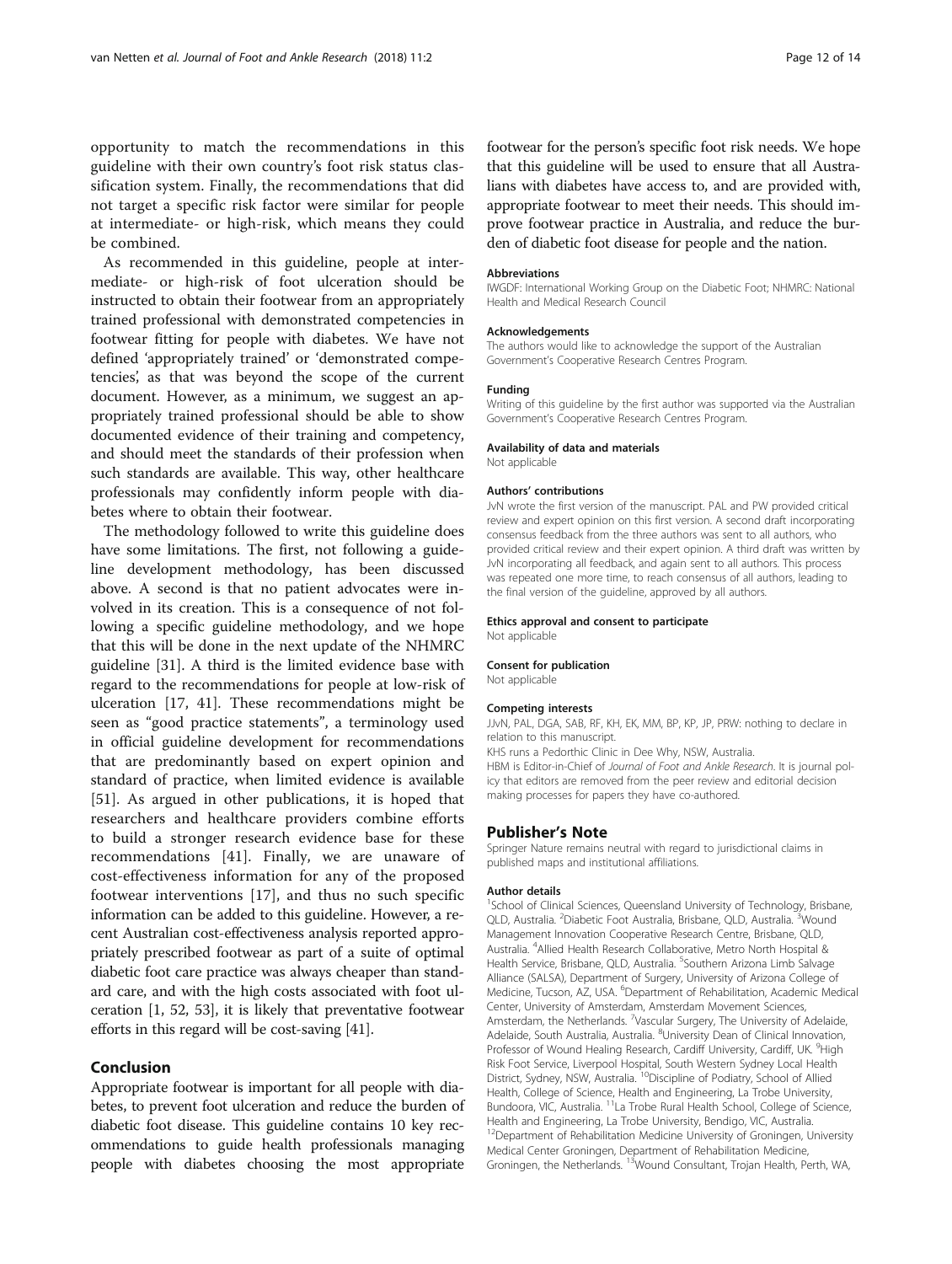opportunity to match the recommendations in this guideline with their own country's foot risk status classification system. Finally, the recommendations that did not target a specific risk factor were similar for people at intermediate- or high-risk, which means they could be combined.

As recommended in this guideline, people at intermediate- or high-risk of foot ulceration should be instructed to obtain their footwear from an appropriately trained professional with demonstrated competencies in footwear fitting for people with diabetes. We have not defined 'appropriately trained' or 'demonstrated competencies', as that was beyond the scope of the current document. However, as a minimum, we suggest an appropriately trained professional should be able to show documented evidence of their training and competency, and should meet the standards of their profession when such standards are available. This way, other healthcare professionals may confidently inform people with diabetes where to obtain their footwear.

The methodology followed to write this guideline does have some limitations. The first, not following a guideline development methodology, has been discussed above. A second is that no patient advocates were involved in its creation. This is a consequence of not following a specific guideline methodology, and we hope that this will be done in the next update of the NHMRC guideline [31]. A third is the limited evidence base with regard to the recommendations for people at low-risk of ulceration [17, 41]. These recommendations might be seen as "good practice statements", a terminology used in official guideline development for recommendations that are predominantly based on expert opinion and standard of practice, when limited evidence is available [51]. As argued in other publications, it is hoped that researchers and healthcare providers combine efforts to build a stronger research evidence base for these recommendations [41]. Finally, we are unaware of cost-effectiveness information for any of the proposed footwear interventions [17], and thus no such specific information can be added to this guideline. However, a recent Australian cost-effectiveness analysis reported appropriately prescribed footwear as part of a suite of optimal diabetic foot care practice was always cheaper than standard care, and with the high costs associated with foot ulceration [1, 52, 53], it is likely that preventative footwear efforts in this regard will be cost-saving [41].

## Conclusion

Appropriate footwear is important for all people with diabetes, to prevent foot ulceration and reduce the burden of diabetic foot disease. This guideline contains 10 key recommendations to guide health professionals managing people with diabetes choosing the most appropriate footwear for the person's specific foot risk needs. We hope that this guideline will be used to ensure that all Australians with diabetes have access to, and are provided with, appropriate footwear to meet their needs. This should improve footwear practice in Australia, and reduce the burden of diabetic foot disease for people and the nation.

#### Abbreviations

IWGDF: International Working Group on the Diabetic Foot; NHMRC: National Health and Medical Research Council

#### Acknowledgements

The authors would like to acknowledge the support of the Australian Government's Cooperative Research Centres Program.

#### Funding

Writing of this guideline by the first author was supported via the Australian Government's Cooperative Research Centres Program.

#### Availability of data and materials

Not applicable

#### Authors' contributions

JvN wrote the first version of the manuscript. PAL and PW provided critical review and expert opinion on this first version. A second draft incorporating consensus feedback from the three authors was sent to all authors, who provided critical review and their expert opinion. A third draft was written by JvN incorporating all feedback, and again sent to all authors. This process was repeated one more time, to reach consensus of all authors, leading to the final version of the guideline, approved by all authors.

#### Ethics approval and consent to participate

Not applicable

#### Consent for publication

Not applicable

#### Competing interests

JJvN, PAL, DGA, SAB, RF, KH, EK, MM, BP, KP, JP, PRW: nothing to declare in relation to this manuscript.

KHS runs a Pedorthic Clinic in Dee Why, NSW, Australia.

HBM is Editor-in-Chief of *Journal of Foot and Ankle Research*. It is journal policy that editors are removed from the peer review and editorial decision making processes for papers they have co-authored.

## Publisher's Note

Springer Nature remains neutral with regard to jurisdictional claims in published maps and institutional affiliations.

#### Author details

[1]School of Clinical Sciences, Queensland University of Technology, Brisbane, QLD, Australia. [2]Diabetic Foot Australia, Brisbane, QLD, Australia. [3]Wound Management Innovation Cooperative Research Centre, Brisbane, QLD, Australia. [4]Allied Health Research Collaborative, Metro North Hospital & Health Service, Brisbane, QLD, Australia. [5]Southern Arizona Limb Salvage Alliance (SALSA), Department of Surgery, University of Arizona College of Medicine, Tucson, AZ, USA. [6]Department of Rehabilitation, Academic Medical Center, University of Amsterdam, Amsterdam Movement Sciences, Amsterdam, the Netherlands. [7]Vascular Surgery, The University of Adelaide, Adelaide, South Australia, Australia. [8]University Dean of Clinical Innovation, Professor of Wound Healing Research, Cardiff University, Cardiff, UK. [9]High Risk Foot Service, Liverpool Hospital, South Western Sydney Local Health District, Sydney, NSW, Australia. [10]Discipline of Podiatry, School of Allied Health, College of Science, Health and Engineering, La Trobe University, Bundoora, VIC, Australia. [11]La Trobe Rural Health School, College of Science, Health and Engineering, La Trobe University, Bendigo, VIC, Australia. [12]Department of Rehabilitation Medicine University of Groningen, University Medical Center Groningen, Department of Rehabilitation Medicine, Groningen, the Netherlands. [13]Wound Consultant, Trojan Health, Perth, WA,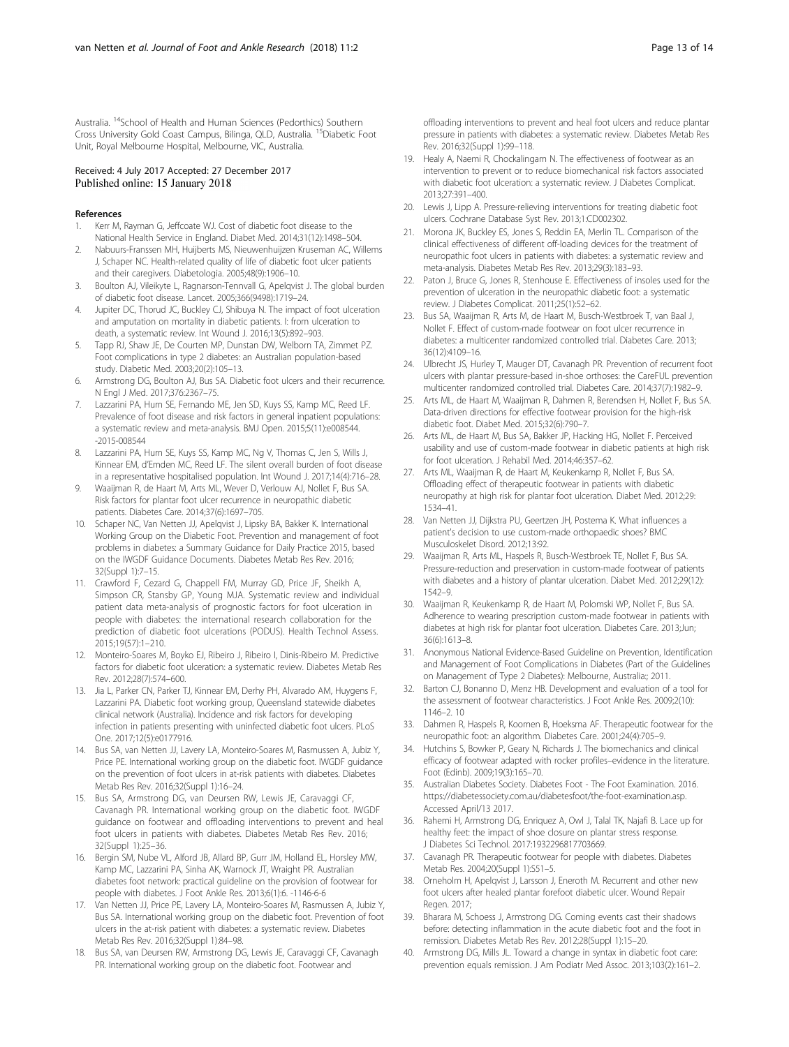Australia. [14]School of Health and Human Sciences (Pedorthics) Southern Cross University Gold Coast Campus, Bilinga, QLD, Australia. [15]Diabetic Foot Unit, Royal Melbourne Hospital, Melbourne, VIC, Australia.

Received: 4 July 2017 Accepted: 27 December 2017
Published online: 15 January 2018

## References

1. Kerr M, Rayman G, Jeffcoate WJ. Cost of diabetic foot disease to the National Health Service in England. Diabet Med. 2014;31(12):1498–504.
2. Nabuurs-Franssen MH, Huijberts MS, Nieuwenhuijzen Kruseman AC, Willems J, Schaper NC. Health-related quality of life of diabetic foot ulcer patients and their caregivers. Diabetologia. 2005;48(9):1906–10.
3. Boulton AJ, Vileikyte L, Ragnarson-Tennvall G, Apelqvist J. The global burden of diabetic foot disease. Lancet. 2005;366(9498):1719–24.
4. Jupiter DC, Thorud JC, Buckley CJ, Shibuya N. The impact of foot ulceration and amputation on mortality in diabetic patients. I: from ulceration to death, a systematic review. Int Wound J. 2016;13(5):892–903.
5. Tapp RJ, Shaw JE, De Courten MP, Dunstan DW, Welborn TA, Zimmet PZ. Foot complications in type 2 diabetes: an Australian population-based study. Diabetic Med. 2003;20(2):105–13.
6. Armstrong DG, Boulton AJ, Bus SA. Diabetic foot ulcers and their recurrence. N Engl J Med. 2017;376:2367–75.
7. Lazzarini PA, Hurn SE, Fernando ME, Jen SD, Kuys SS, Kamp MC, Reed LF. Prevalence of foot disease and risk factors in general inpatient populations: a systematic review and meta-analysis. BMJ Open. 2015;5(11):e008544. -2015-008544
8. Lazzarini PA, Hurn SE, Kuys SS, Kamp MC, Ng V, Thomas C, Jen S, Wills J, Kinnear EM, d'Emden MC, Reed LF. The silent overall burden of foot disease in a representative hospitalised population. Int Wound J. 2017;14(4):716–28.
9. Waaijman R, de Haart M, Arts ML, Wever D, Verlouw AJ, Nollet F, Bus SA. Risk factors for plantar foot ulcer recurrence in neuropathic diabetic patients. Diabetes Care. 2014;37(6):1697–705.
10. Schaper NC, Van Netten JJ, Apelqvist J, Lipsky BA, Bakker K. International Working Group on the Diabetic Foot. Prevention and management of foot problems in diabetes: a Summary Guidance for Daily Practice 2015, based on the IWGDF Guidance Documents. Diabetes Metab Res Rev. 2016; 32(Suppl 1):7–15.
11. Crawford F, Cezard G, Chappell FM, Murray GD, Price JF, Sheikh A, Simpson CR, Stansby GP, Young MJA. Systematic review and individual patient data meta-analysis of prognostic factors for foot ulceration in people with diabetes: the international research collaboration for the prediction of diabetic foot ulcerations (PODUS). Health Technol Assess. 2015;19(57):1–210.
12. Monteiro-Soares M, Boyko EJ, Ribeiro J, Ribeiro I, Dinis-Ribeiro M. Predictive factors for diabetic foot ulceration: a systematic review. Diabetes Metab Res Rev. 2012;28(7):574–600.
13. Jia L, Parker CN, Parker TJ, Kinnear EM, Derhy PH, Alvarado AM, Huygens F, Lazzarini PA. Diabetic foot working group, Queensland statewide diabetes clinical network (Australia). Incidence and risk factors for developing infection in patients presenting with uninfected diabetic foot ulcers. PLoS One. 2017;12(5):e0177916.
14. Bus SA, van Netten JJ, Lavery LA, Monteiro-Soares M, Rasmussen A, Jubiz Y, Price PE. International working group on the diabetic foot. IWGDF guidance on the prevention of foot ulcers in at-risk patients with diabetes. Diabetes Metab Res Rev. 2016;32(Suppl 1):16–24.
15. Bus SA, Armstrong DG, van Deursen RW, Lewis JE, Caravaggi CF, Cavanagh PR. International working group on the diabetic foot. IWGDF guidance on footwear and offloading interventions to prevent and heal foot ulcers in patients with diabetes. Diabetes Metab Res Rev. 2016; 32(Suppl 1):25–36.
16. Bergin SM, Nube VL, Alford JB, Allard BP, Gurr JM, Holland EL, Horsley MW, Kamp MC, Lazzarini PA, Sinha AK, Warnock JT, Wraight PR. Australian diabetes foot network: practical guideline on the provision of footwear for people with diabetes. J Foot Ankle Res. 2013;6(1):6. -1146-6-6
17. Van Netten JJ, Price PE, Lavery LA, Monteiro-Soares M, Rasmussen A, Jubiz Y, Bus SA. International working group on the diabetic foot. Prevention of foot ulcers in the at-risk patient with diabetes: a systematic review. Diabetes Metab Res Rev. 2016;32(Suppl 1):84–98.
18. Bus SA, van Deursen RW, Armstrong DG, Lewis JE, Caravaggi CF, Cavanagh PR. International working group on the diabetic foot. Footwear and offloading interventions to prevent and heal foot ulcers and reduce plantar pressure in patients with diabetes: a systematic review. Diabetes Metab Res Rev. 2016;32(Suppl 1):99–118.
19. Healy A, Naemi R, Chockalingam N. The effectiveness of footwear as an intervention to prevent or to reduce biomechanical risk factors associated with diabetic foot ulceration: a systematic review. J Diabetes Complicat. 2013;27:391–400.
20. Lewis J, Lipp A. Pressure-relieving interventions for treating diabetic foot ulcers. Cochrane Database Syst Rev. 2013;1:CD002302.
21. Morona JK, Buckley ES, Jones S, Reddin EA, Merlin TL. Comparison of the clinical effectiveness of different off-loading devices for the treatment of neuropathic foot ulcers in patients with diabetes: a systematic review and meta-analysis. Diabetes Metab Res Rev. 2013;29(3):183–93.
22. Paton J, Bruce G, Jones R, Stenhouse E. Effectiveness of insoles used for the prevention of ulceration in the neuropathic diabetic foot: a systematic review. J Diabetes Complicat. 2011;25(1):52–62.
23. Bus SA, Waaijman R, Arts M, de Haart M, Busch-Westbroek T, van Baal J, Nollet F. Effect of custom-made footwear on foot ulcer recurrence in diabetes: a multicenter randomized controlled trial. Diabetes Care. 2013; 36(12):4109–16.
24. Ulbrecht JS, Hurley T, Mauger DT, Cavanagh PR. Prevention of recurrent foot ulcers with plantar pressure-based in-shoe orthoses: the CareFUL prevention multicenter randomized controlled trial. Diabetes Care. 2014;37(7):1982–9.
25. Arts ML, de Haart M, Waaijman R, Dahmen R, Berendsen H, Nollet F, Bus SA. Data-driven directions for effective footwear provision for the high-risk diabetic foot. Diabet Med. 2015;32(6):790–7.
26. Arts ML, de Haart M, Bus SA, Bakker JP, Hacking HG, Nollet F. Perceived usability and use of custom-made footwear in diabetic patients at high risk for foot ulceration. J Rehabil Med. 2014;46:357–62.
27. Arts ML, Waaijman R, de Haart M, Keukenkamp R, Nollet F, Bus SA. Offloading effect of therapeutic footwear in patients with diabetic neuropathy at high risk for plantar foot ulceration. Diabet Med. 2012;29: 1534–41.
28. Van Netten JJ, Dijkstra PU, Geertzen JH, Postema K. What influences a patient's decision to use custom-made orthopaedic shoes? BMC Musculoskelet Disord. 2012;13:92.
29. Waaijman R, Arts ML, Haspels R, Busch-Westbroek TE, Nollet F, Bus SA. Pressure-reduction and preservation in custom-made footwear of patients with diabetes and a history of plantar ulceration. Diabet Med. 2012;29(12): 1542–9.
30. Waaijman R, Keukenkamp R, de Haart M, Polomski WP, Nollet F, Bus SA. Adherence to wearing prescription custom-made footwear in patients with diabetes at high risk for plantar foot ulceration. Diabetes Care. 2013;Jun; 36(6):1613–8.
31. Anonymous National Evidence-Based Guideline on Prevention, Identification and Management of Foot Complications in Diabetes (Part of the Guidelines on Management of Type 2 Diabetes): Melbourne, Australia:; 2011.
32. Barton CJ, Bonanno D, Menz HB. Development and evaluation of a tool for the assessment of footwear characteristics. J Foot Ankle Res. 2009;2(10): 1146–2. 10
33. Dahmen R, Haspels R, Koomen B, Hoeksma AF. Therapeutic footwear for the neuropathic foot: an algorithm. Diabetes Care. 2001;24(4):705–9.
34. Hutchins S, Bowker P, Geary N, Richards J. The biomechanics and clinical efficacy of footwear adapted with rocker profiles–evidence in the literature. Foot (Edinb). 2009;19(3):165–70.
35. Australian Diabetes Society. Diabetes Foot - The Foot Examination. 2016. https://diabetessociety.com.au/diabetesfoot/the-foot-examination.asp. Accessed April/13 2017.
36. Rahemi H, Armstrong DG, Enriquez A, Owl J, Talal TK, Najafi B. Lace up for healthy feet: the impact of shoe closure on plantar stress response. J Diabetes Sci Technol. 2017:1932296817703669.
37. Cavanagh PR. Therapeutic footwear for people with diabetes. Diabetes Metab Res. 2004;20(Suppl 1):S51–5.
38. Orneholm H, Apelqvist J, Larsson J, Eneroth M. Recurrent and other new foot ulcers after healed plantar forefoot diabetic ulcer. Wound Repair Regen. 2017;
39. Bharara M, Schoess J, Armstrong DG. Coming events cast their shadows before: detecting inflammation in the acute diabetic foot and the foot in remission. Diabetes Metab Res Rev. 2012;28(Suppl 1):15–20.
40. Armstrong DG, Mills JL. Toward a change in syntax in diabetic foot care: prevention equals remission. J Am Podiatr Med Assoc. 2013;103(2):161–2.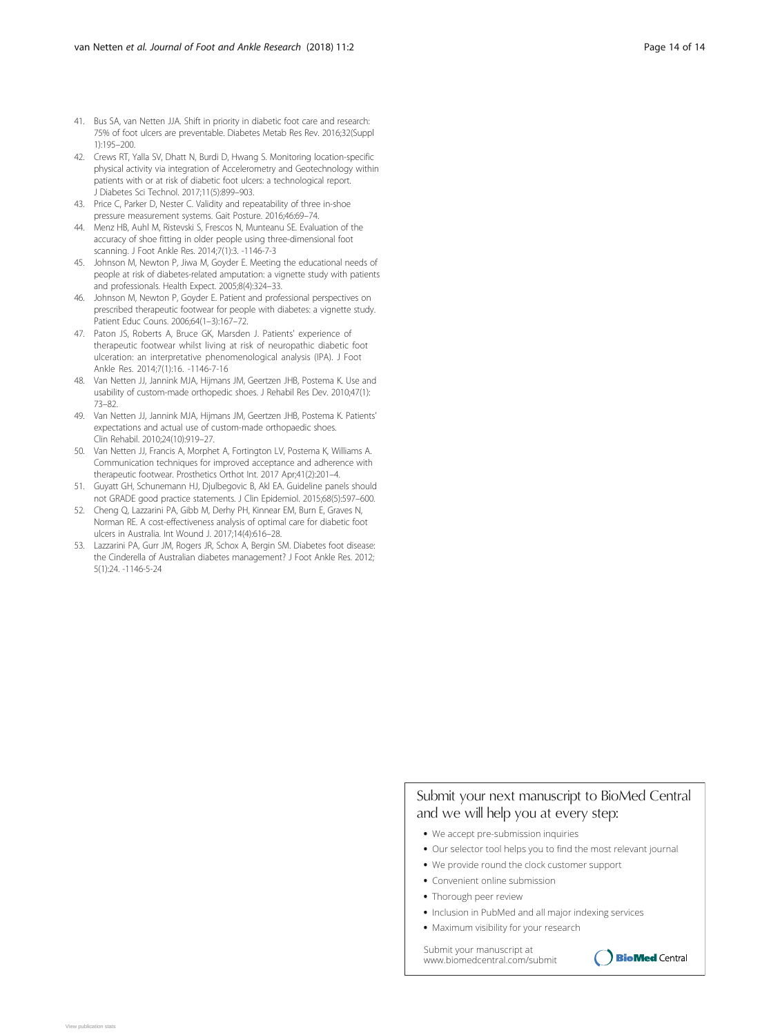41. Bus SA, van Netten JJA. Shift in priority in diabetic foot care and research: 75% of foot ulcers are preventable. Diabetes Metab Res Rev. 2016;32(Suppl 1):195–200.
42. Crews RT, Yalla SV, Dhatt N, Burdi D, Hwang S. Monitoring location-specific physical activity via integration of Accelerometry and Geotechnology within patients with or at risk of diabetic foot ulcers: a technological report. J Diabetes Sci Technol. 2017;11(5):899–903.
43. Price C, Parker D, Nester C. Validity and repeatability of three in-shoe pressure measurement systems. Gait Posture. 2016;46:69–74.
44. Menz HB, Auhl M, Ristevski S, Frescos N, Munteanu SE. Evaluation of the accuracy of shoe fitting in older people using three-dimensional foot scanning. J Foot Ankle Res. 2014;7(1):3. -1146-7-3
45. Johnson M, Newton P, Jiwa M, Goyder E. Meeting the educational needs of people at risk of diabetes-related amputation: a vignette study with patients and professionals. Health Expect. 2005;8(4):324–33.
46. Johnson M, Newton P, Goyder E. Patient and professional perspectives on prescribed therapeutic footwear for people with diabetes: a vignette study. Patient Educ Couns. 2006;64(1–3):167–72.
47. Paton JS, Roberts A, Bruce GK, Marsden J. Patients' experience of therapeutic footwear whilst living at risk of neuropathic diabetic foot ulceration: an interpretative phenomenological analysis (IPA). J Foot Ankle Res. 2014;7(1):16. -1146-7-16
48. Van Netten JJ, Jannink MJA, Hijmans JM, Geertzen JHB, Postema K. Use and usability of custom-made orthopedic shoes. J Rehabil Res Dev. 2010;47(1): 73–82.
49. Van Netten JJ, Jannink MJA, Hijmans JM, Geertzen JHB, Postema K. Patients' expectations and actual use of custom-made orthopaedic shoes. Clin Rehabil. 2010;24(10):919–27.
50. Van Netten JJ, Francis A, Morphet A, Fortington LV, Postema K, Williams A. Communication techniques for improved acceptance and adherence with therapeutic footwear. Prosthetics Orthot Int. 2017 Apr;41(2):201–4.
51. Guyatt GH, Schunemann HJ, Djulbegovic B, Akl EA. Guideline panels should not GRADE good practice statements. J Clin Epidemiol. 2015;68(5):597–600.
52. Cheng Q, Lazzarini PA, Gibb M, Derhy PH, Kinnear EM, Burn E, Graves N, Norman RE. A cost-effectiveness analysis of optimal care for diabetic foot ulcers in Australia. Int Wound J. 2017;14(4):616–28.
53. Lazzarini PA, Gurr JM, Rogers JR, Schox A, Bergin SM. Diabetes foot disease: the Cinderella of Australian diabetes management? J Foot Ankle Res. 2012; 5(1):24. -1146-5-24

Submit your next manuscript to BioMed Central and we will help you at every step:

- We accept pre-submission inquiries
- Our selector tool helps you to find the most relevant journal
- We provide round the clock customer support
- Convenient online submission
- Thorough peer review
- Inclusion in PubMed and all major indexing services
- Maximum visibility for your research

Submit your manuscript at www.biomedcentral.com/submit

BioMed Central